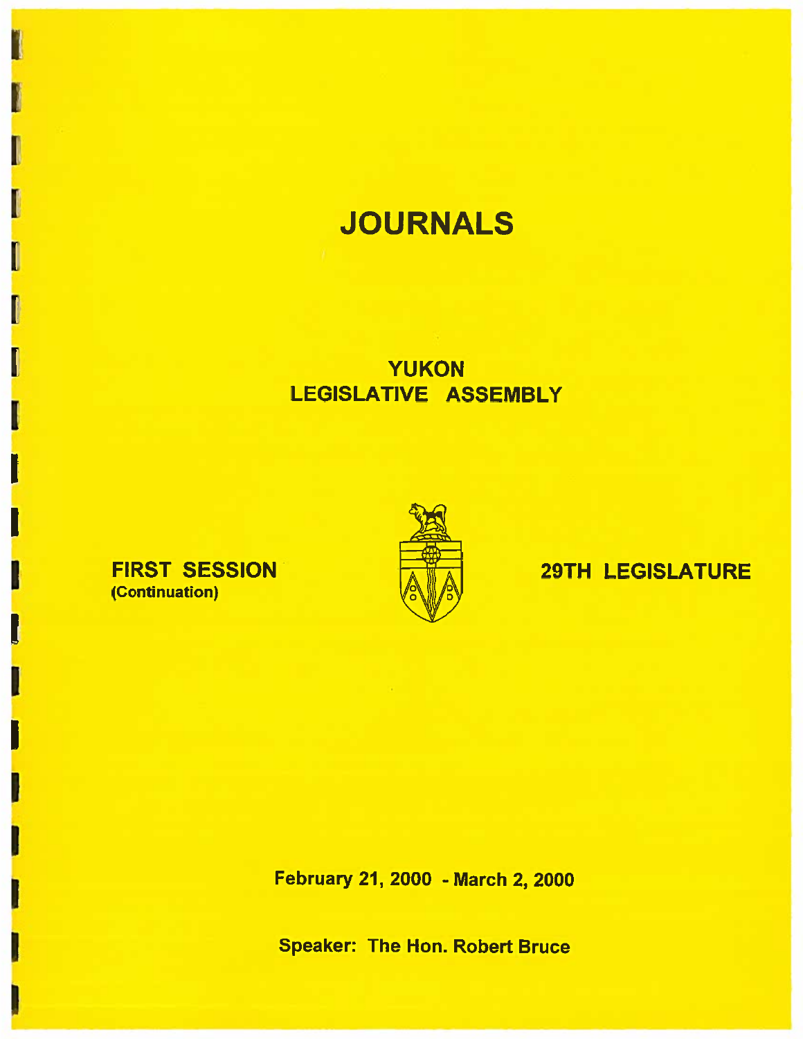# JOURNALS

## YUKON LEGISLATIVE ASSEMBLY

**FIRST SESSION**
**(Continuation)**

**29TH LEGISLATURE**

**February 21, 2000 - March 2, 2000**

**Speaker: The Hon. Robert Bruce**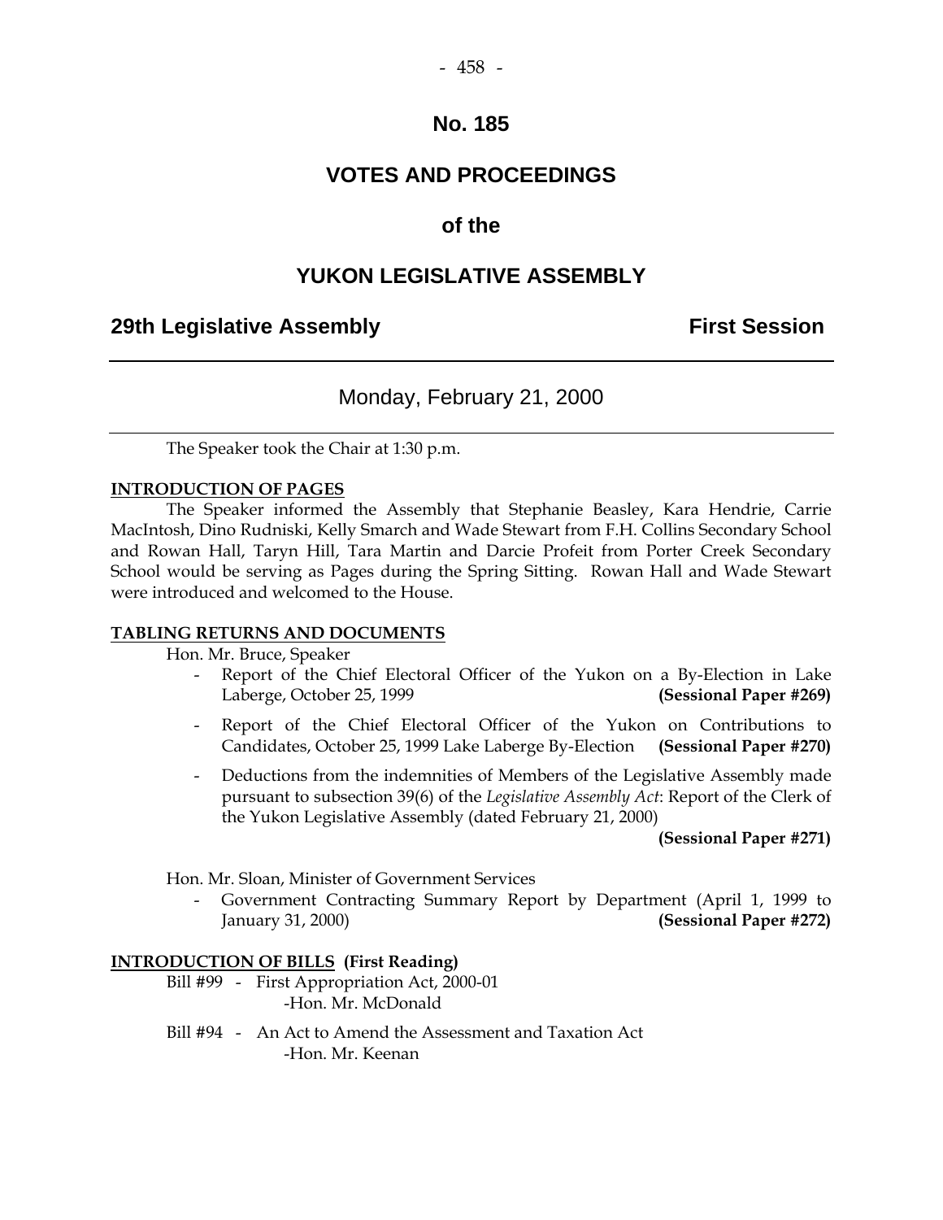# No. 185

# VOTES AND PROCEEDINGS

# of the

# YUKON LEGISLATIVE ASSEMBLY

## 29th Legislative Assembly — First Session

---

### Monday, February 21, 2000

---

The Speaker took the Chair at 1:30 p.m.

**INTRODUCTION OF PAGES**

The Speaker informed the Assembly that Stephanie Beasley, Kara Hendrie, Carrie MacIntosh, Dino Rudniski, Kelly Smarch and Wade Stewart from F.H. Collins Secondary School and Rowan Hall, Taryn Hill, Tara Martin and Darcie Profeit from Porter Creek Secondary School would be serving as Pages during the Spring Sitting. Rowan Hall and Wade Stewart were introduced and welcomed to the House.

**TABLING RETURNS AND DOCUMENTS**

Hon. Mr. Bruce, Speaker

- Report of the Chief Electoral Officer of the Yukon on a By-Election in Lake Laberge, October 25, 1999 **(Sessional Paper #269)**
- Report of the Chief Electoral Officer of the Yukon on Contributions to Candidates, October 25, 1999 Lake Laberge By-Election **(Sessional Paper #270)**
- Deductions from the indemnities of Members of the Legislative Assembly made pursuant to subsection 39(6) of the *Legislative Assembly Act*: Report of the Clerk of the Yukon Legislative Assembly (dated February 21, 2000) **(Sessional Paper #271)**

Hon. Mr. Sloan, Minister of Government Services

- Government Contracting Summary Report by Department (April 1, 1999 to January 31, 2000) **(Sessional Paper #272)**

**INTRODUCTION OF BILLS (First Reading)**

Bill #99 - First Appropriation Act, 2000-01
-Hon. Mr. McDonald

Bill #94 - An Act to Amend the Assessment and Taxation Act
-Hon. Mr. Keenan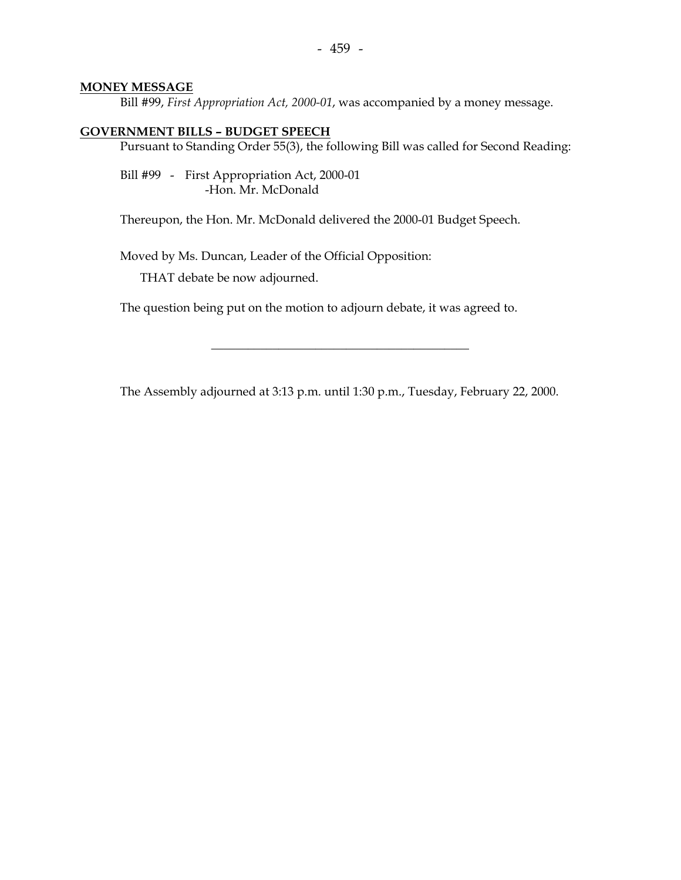**MONEY MESSAGE**

Bill #99, *First Appropriation Act, 2000-01*, was accompanied by a money message.

**GOVERNMENT BILLS – BUDGET SPEECH**

Pursuant to Standing Order 55(3), the following Bill was called for Second Reading:

Bill #99 - First Appropriation Act, 2000-01
-Hon. Mr. McDonald

Thereupon, the Hon. Mr. McDonald delivered the 2000-01 Budget Speech.

Moved by Ms. Duncan, Leader of the Official Opposition:

THAT debate be now adjourned.

The question being put on the motion to adjourn debate, it was agreed to.

---

The Assembly adjourned at 3:13 p.m. until 1:30 p.m., Tuesday, February 22, 2000.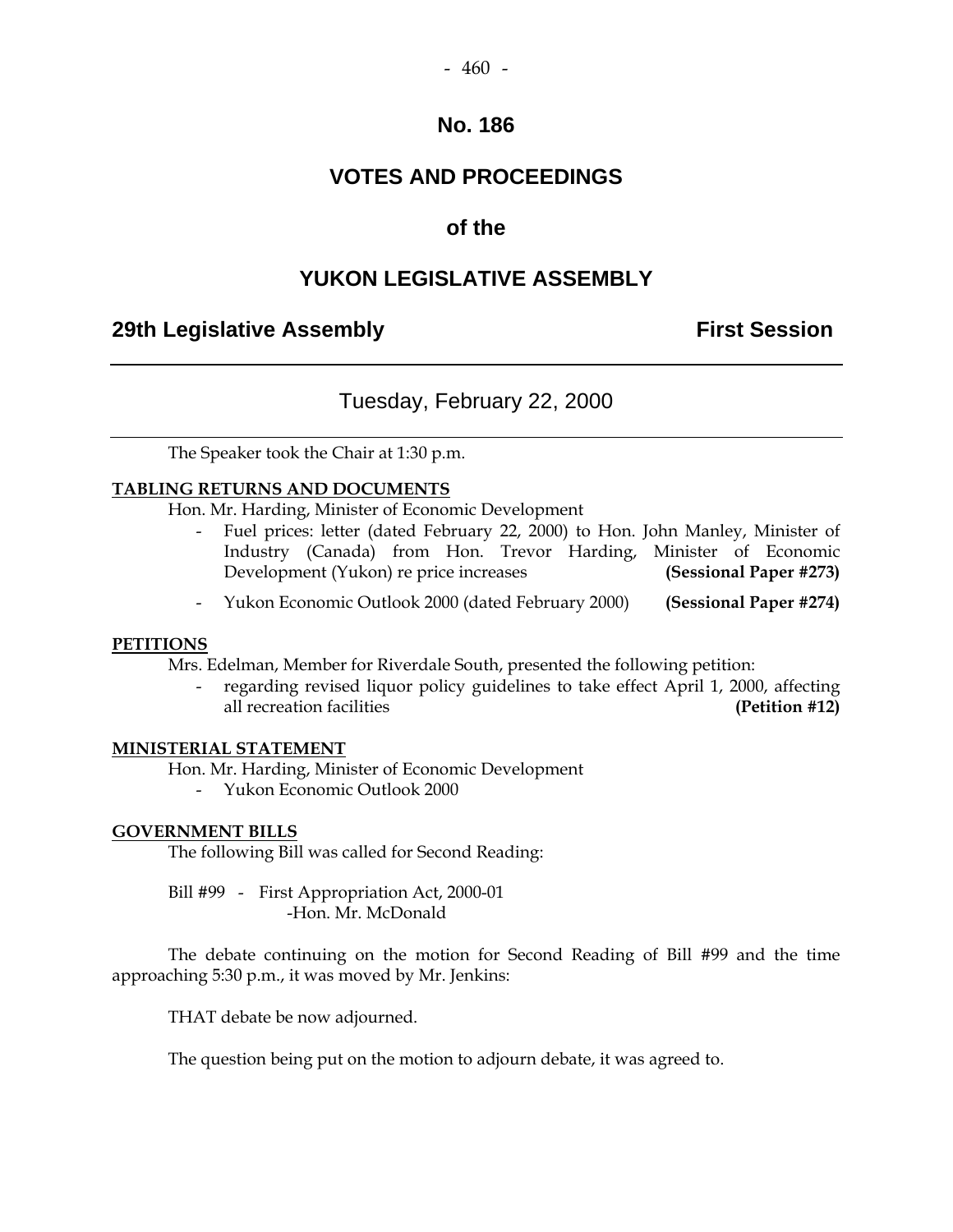# No. 186

# VOTES AND PROCEEDINGS

## of the

# YUKON LEGISLATIVE ASSEMBLY

**29th Legislative Assembly** **First Session**

---

## Tuesday, February 22, 2000

---

The Speaker took the Chair at 1:30 p.m.

**TABLING RETURNS AND DOCUMENTS**

Hon. Mr. Harding, Minister of Economic Development

- Fuel prices: letter (dated February 22, 2000) to Hon. John Manley, Minister of Industry (Canada) from Hon. Trevor Harding, Minister of Economic Development (Yukon) re price increases **(Sessional Paper #273)**
- Yukon Economic Outlook 2000 (dated February 2000) **(Sessional Paper #274)**

**PETITIONS**

Mrs. Edelman, Member for Riverdale South, presented the following petition:

- regarding revised liquor policy guidelines to take effect April 1, 2000, affecting all recreation facilities **(Petition #12)**

**MINISTERIAL STATEMENT**

Hon. Mr. Harding, Minister of Economic Development

- Yukon Economic Outlook 2000

**GOVERNMENT BILLS**

The following Bill was called for Second Reading:

Bill #99 - First Appropriation Act, 2000-01
-Hon. Mr. McDonald

The debate continuing on the motion for Second Reading of Bill #99 and the time approaching 5:30 p.m., it was moved by Mr. Jenkins:

THAT debate be now adjourned.

The question being put on the motion to adjourn debate, it was agreed to.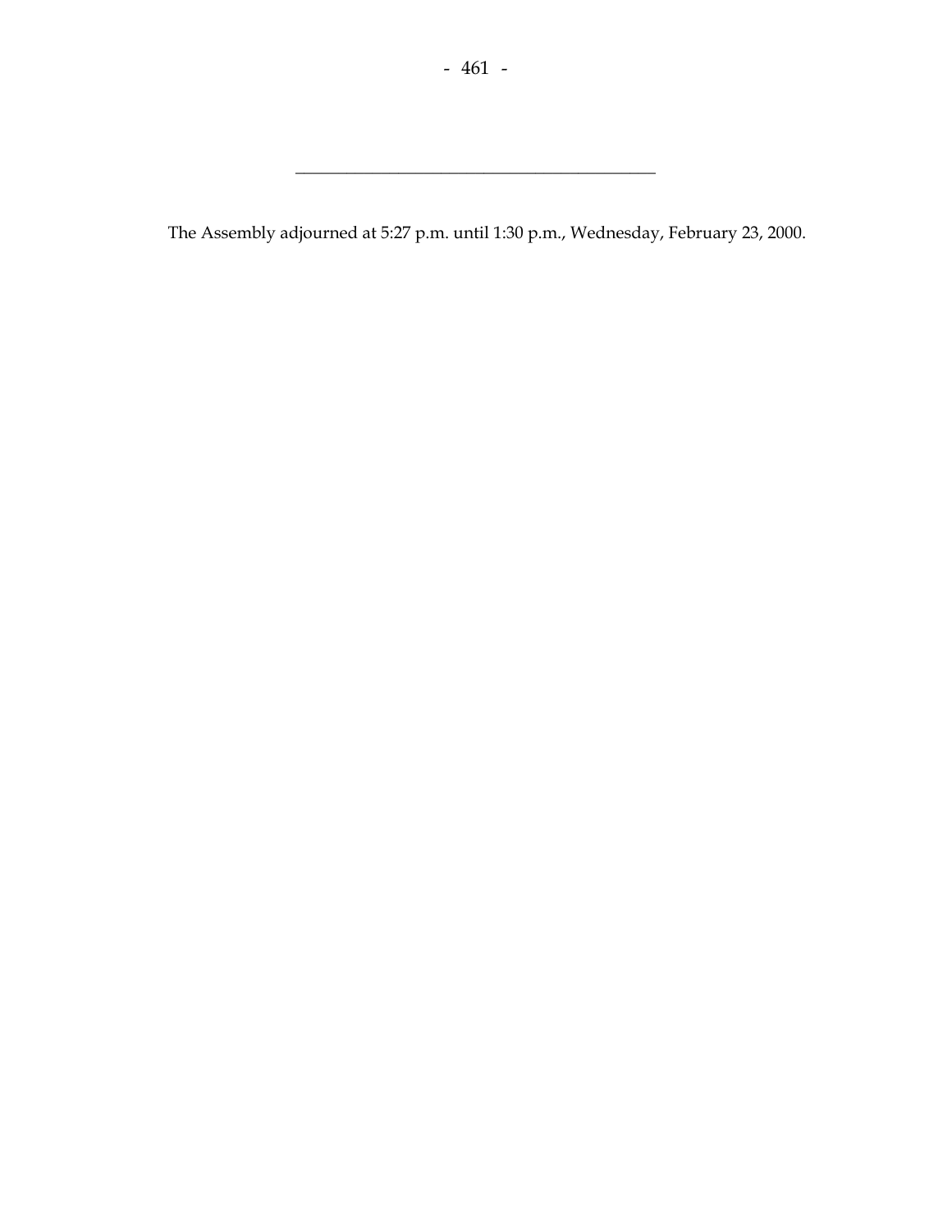---

The Assembly adjourned at 5:27 p.m. until 1:30 p.m., Wednesday, February 23, 2000.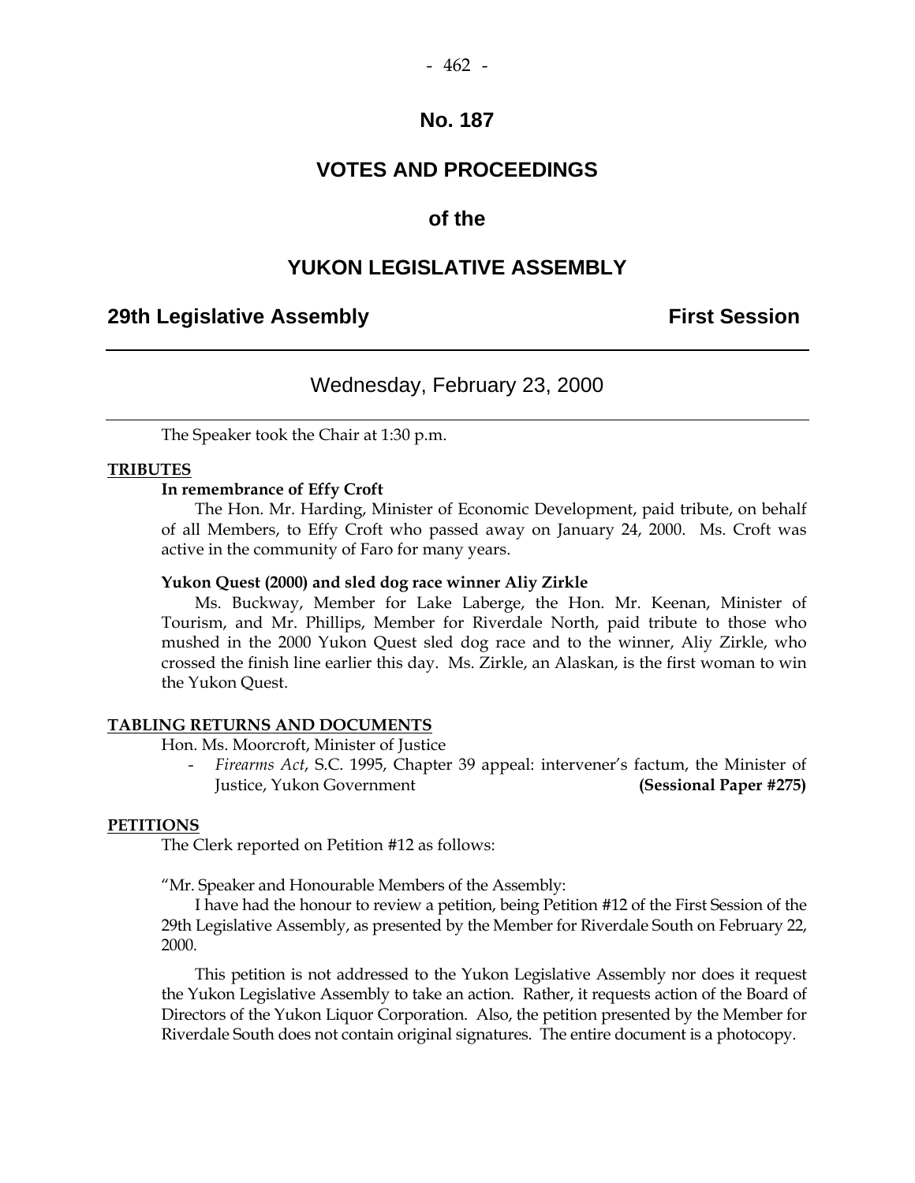# No. 187

# VOTES AND PROCEEDINGS

## of the

# YUKON LEGISLATIVE ASSEMBLY

**29th Legislative Assembly** **First Session**

---

Wednesday, February 23, 2000

---

The Speaker took the Chair at 1:30 p.m.

**TRIBUTES**

**In remembrance of Effy Croft**

The Hon. Mr. Harding, Minister of Economic Development, paid tribute, on behalf of all Members, to Effy Croft who passed away on January 24, 2000. Ms. Croft was active in the community of Faro for many years.

**Yukon Quest (2000) and sled dog race winner Aliy Zirkle**

Ms. Buckway, Member for Lake Laberge, the Hon. Mr. Keenan, Minister of Tourism, and Mr. Phillips, Member for Riverdale North, paid tribute to those who mushed in the 2000 Yukon Quest sled dog race and to the winner, Aliy Zirkle, who crossed the finish line earlier this day. Ms. Zirkle, an Alaskan, is the first woman to win the Yukon Quest.

**TABLING RETURNS AND DOCUMENTS**

Hon. Ms. Moorcroft, Minister of Justice

- *Firearms Act*, S.C. 1995, Chapter 39 appeal: intervener's factum, the Minister of Justice, Yukon Government **(Sessional Paper #275)**

**PETITIONS**

The Clerk reported on Petition #12 as follows:

"Mr. Speaker and Honourable Members of the Assembly:

I have had the honour to review a petition, being Petition #12 of the First Session of the 29th Legislative Assembly, as presented by the Member for Riverdale South on February 22, 2000.

This petition is not addressed to the Yukon Legislative Assembly nor does it request the Yukon Legislative Assembly to take an action. Rather, it requests action of the Board of Directors of the Yukon Liquor Corporation. Also, the petition presented by the Member for Riverdale South does not contain original signatures. The entire document is a photocopy.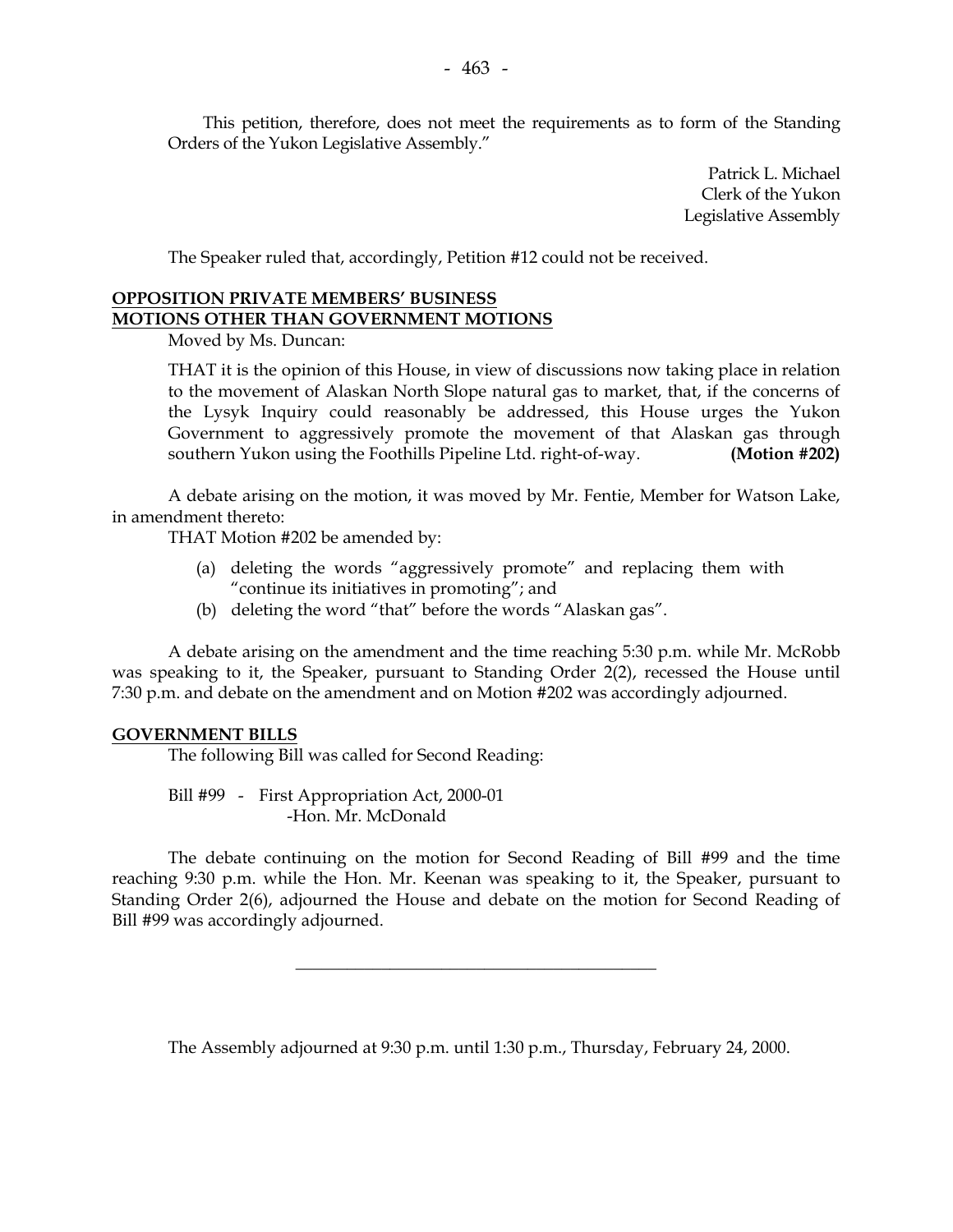This petition, therefore, does not meet the requirements as to form of the Standing Orders of the Yukon Legislative Assembly."

Patrick L. Michael
Clerk of the Yukon
Legislative Assembly

The Speaker ruled that, accordingly, Petition #12 could not be received.

## OPPOSITION PRIVATE MEMBERS' BUSINESS
## MOTIONS OTHER THAN GOVERNMENT MOTIONS

Moved by Ms. Duncan:

THAT it is the opinion of this House, in view of discussions now taking place in relation to the movement of Alaskan North Slope natural gas to market, that, if the concerns of the Lysyk Inquiry could reasonably be addressed, this House urges the Yukon Government to aggressively promote the movement of that Alaskan gas through southern Yukon using the Foothills Pipeline Ltd. right-of-way. **(Motion #202)**

A debate arising on the motion, it was moved by Mr. Fentie, Member for Watson Lake, in amendment thereto:

THAT Motion #202 be amended by:

(a) deleting the words "aggressively promote" and replacing them with "continue its initiatives in promoting"; and
(b) deleting the word "that" before the words "Alaskan gas".

A debate arising on the amendment and the time reaching 5:30 p.m. while Mr. McRobb was speaking to it, the Speaker, pursuant to Standing Order 2(2), recessed the House until 7:30 p.m. and debate on the amendment and on Motion #202 was accordingly adjourned.

## GOVERNMENT BILLS

The following Bill was called for Second Reading:

Bill #99 - First Appropriation Act, 2000-01
-Hon. Mr. McDonald

The debate continuing on the motion for Second Reading of Bill #99 and the time reaching 9:30 p.m. while the Hon. Mr. Keenan was speaking to it, the Speaker, pursuant to Standing Order 2(6), adjourned the House and debate on the motion for Second Reading of Bill #99 was accordingly adjourned.

---

The Assembly adjourned at 9:30 p.m. until 1:30 p.m., Thursday, February 24, 2000.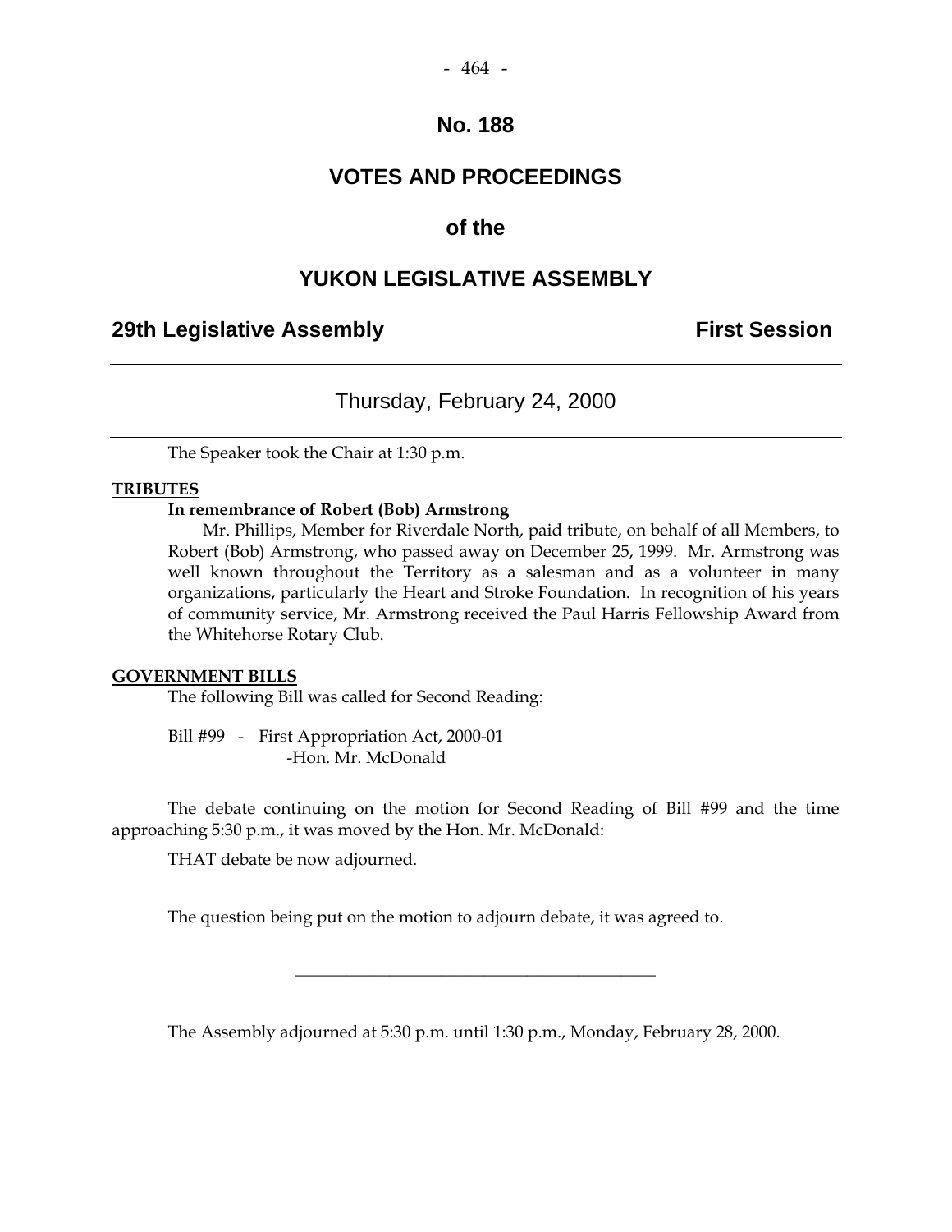# No. 188

# VOTES AND PROCEEDINGS

# of the

# YUKON LEGISLATIVE ASSEMBLY

**29th Legislative Assembly** **First Session**

---

Thursday, February 24, 2000

---

The Speaker took the Chair at 1:30 p.m.

**TRIBUTES**

**In remembrance of Robert (Bob) Armstrong**

Mr. Phillips, Member for Riverdale North, paid tribute, on behalf of all Members, to Robert (Bob) Armstrong, who passed away on December 25, 1999. Mr. Armstrong was well known throughout the Territory as a salesman and as a volunteer in many organizations, particularly the Heart and Stroke Foundation. In recognition of his years of community service, Mr. Armstrong received the Paul Harris Fellowship Award from the Whitehorse Rotary Club.

**GOVERNMENT BILLS**

The following Bill was called for Second Reading:

Bill #99 - First Appropriation Act, 2000-01
-Hon. Mr. McDonald

The debate continuing on the motion for Second Reading of Bill #99 and the time approaching 5:30 p.m., it was moved by the Hon. Mr. McDonald:

THAT debate be now adjourned.

The question being put on the motion to adjourn debate, it was agreed to.

---

The Assembly adjourned at 5:30 p.m. until 1:30 p.m., Monday, February 28, 2000.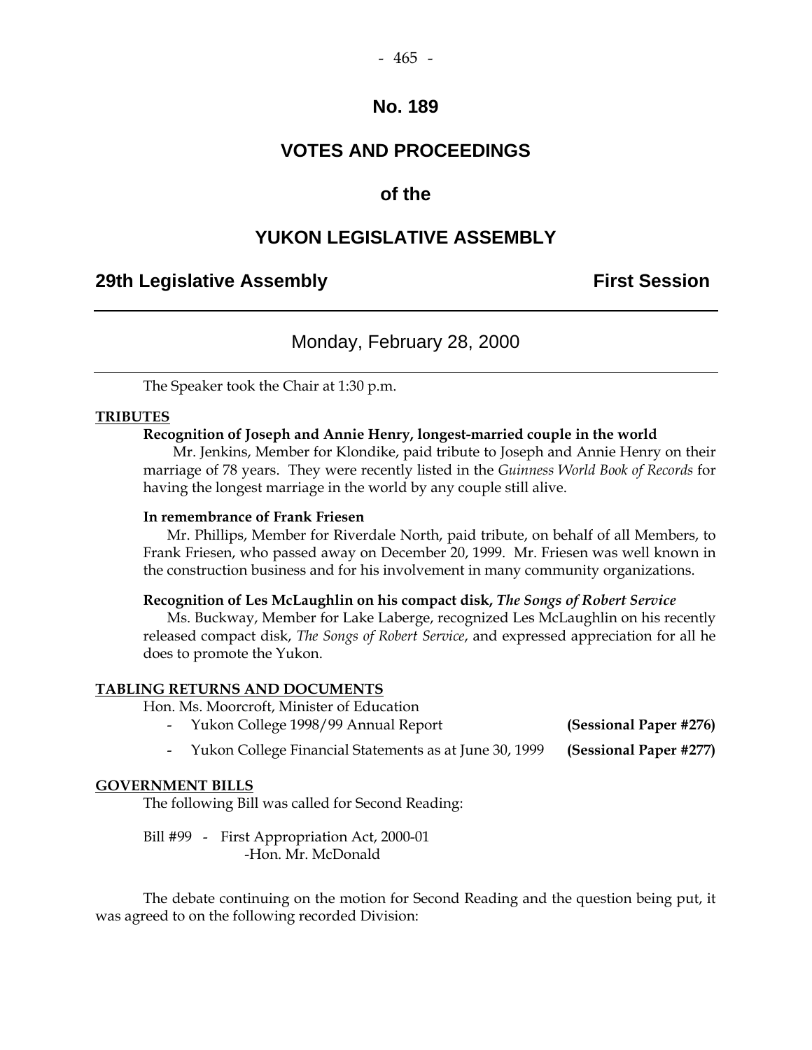# No. 189

# VOTES AND PROCEEDINGS

# of the

# YUKON LEGISLATIVE ASSEMBLY

**29th Legislative Assembly** **First Session**

---

Monday, February 28, 2000

---

The Speaker took the Chair at 1:30 p.m.

**TRIBUTES**

**Recognition of Joseph and Annie Henry, longest-married couple in the world**

Mr. Jenkins, Member for Klondike, paid tribute to Joseph and Annie Henry on their marriage of 78 years. They were recently listed in the *Guinness World Book of Records* for having the longest marriage in the world by any couple still alive.

**In remembrance of Frank Friesen**

Mr. Phillips, Member for Riverdale North, paid tribute, on behalf of all Members, to Frank Friesen, who passed away on December 20, 1999. Mr. Friesen was well known in the construction business and for his involvement in many community organizations.

**Recognition of Les McLaughlin on his compact disk, *The Songs of Robert Service***

Ms. Buckway, Member for Lake Laberge, recognized Les McLaughlin on his recently released compact disk, *The Songs of Robert Service*, and expressed appreciation for all he does to promote the Yukon.

**TABLING RETURNS AND DOCUMENTS**

Hon. Ms. Moorcroft, Minister of Education

- Yukon College 1998/99 Annual Report **(Sessional Paper #276)**
- Yukon College Financial Statements as at June 30, 1999 **(Sessional Paper #277)**

**GOVERNMENT BILLS**

The following Bill was called for Second Reading:

Bill #99 - First Appropriation Act, 2000-01
-Hon. Mr. McDonald

The debate continuing on the motion for Second Reading and the question being put, it was agreed to on the following recorded Division: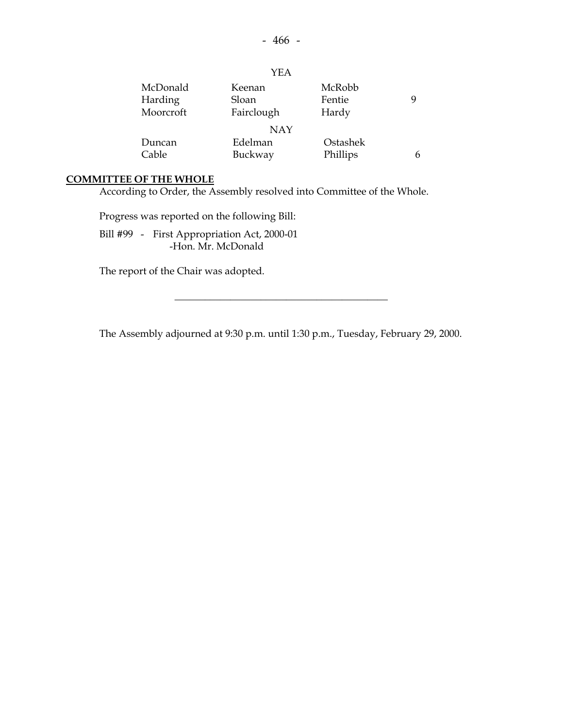YEA

| | | | |
|---|---|---|---|
| McDonald | Keenan | McRobb | |
| Harding | Sloan | Fentie | 9 |
| Moorcroft | Fairclough | Hardy | |

NAY

| | | | |
|---|---|---|---|
| Duncan | Edelman | Ostashek | |
| Cable | Buckway | Phillips | 6 |

**COMMITTEE OF THE WHOLE**

According to Order, the Assembly resolved into Committee of the Whole.

Progress was reported on the following Bill:

Bill #99 - First Appropriation Act, 2000-01
-Hon. Mr. McDonald

The report of the Chair was adopted.

---

The Assembly adjourned at 9:30 p.m. until 1:30 p.m., Tuesday, February 29, 2000.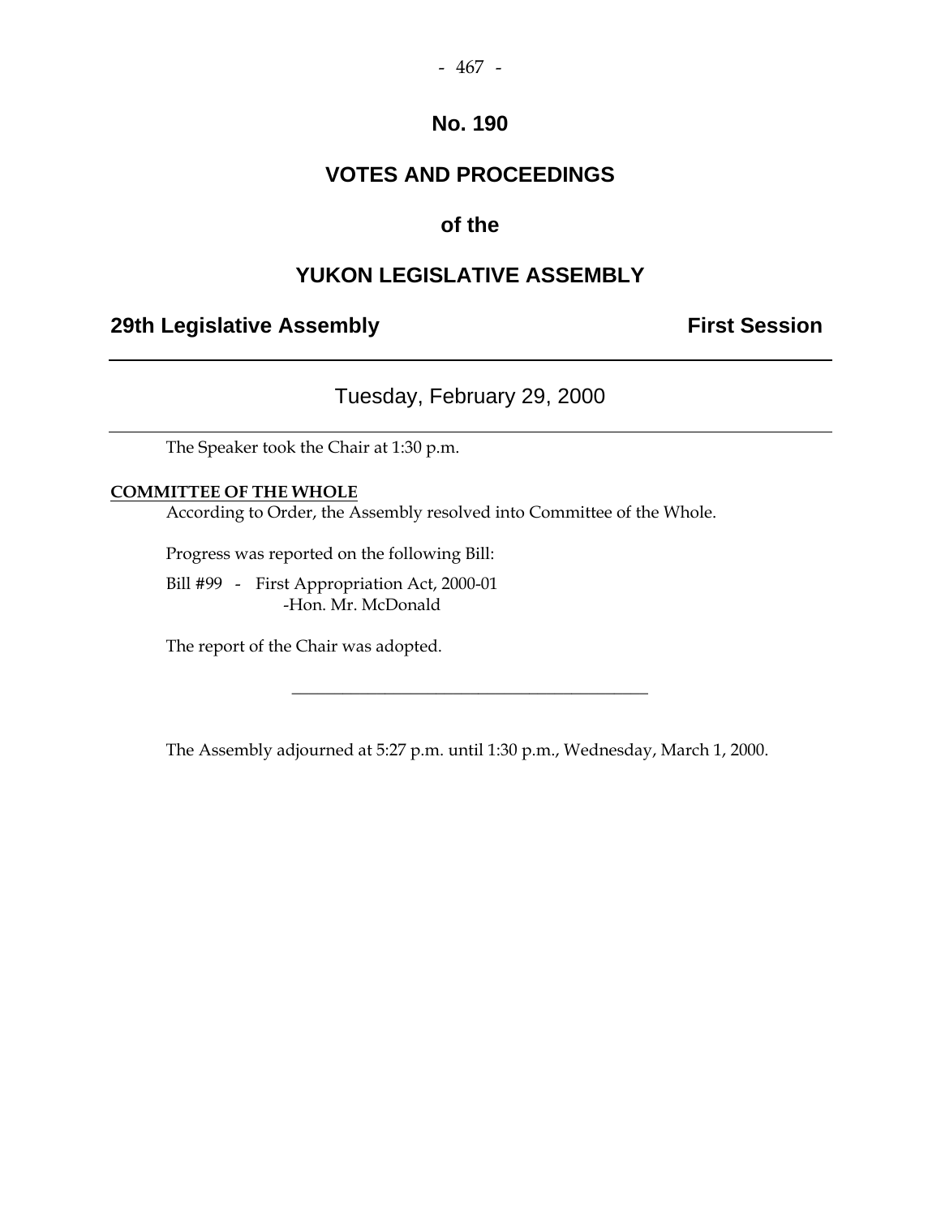# No. 190

## VOTES AND PROCEEDINGS

## of the

## YUKON LEGISLATIVE ASSEMBLY

**29th Legislative Assembly** **First Session**

---

Tuesday, February 29, 2000

---

The Speaker took the Chair at 1:30 p.m.

**COMMITTEE OF THE WHOLE**

According to Order, the Assembly resolved into Committee of the Whole.

Progress was reported on the following Bill:

Bill #99 - First Appropriation Act, 2000-01
-Hon. Mr. McDonald

The report of the Chair was adopted.

---

The Assembly adjourned at 5:27 p.m. until 1:30 p.m., Wednesday, March 1, 2000.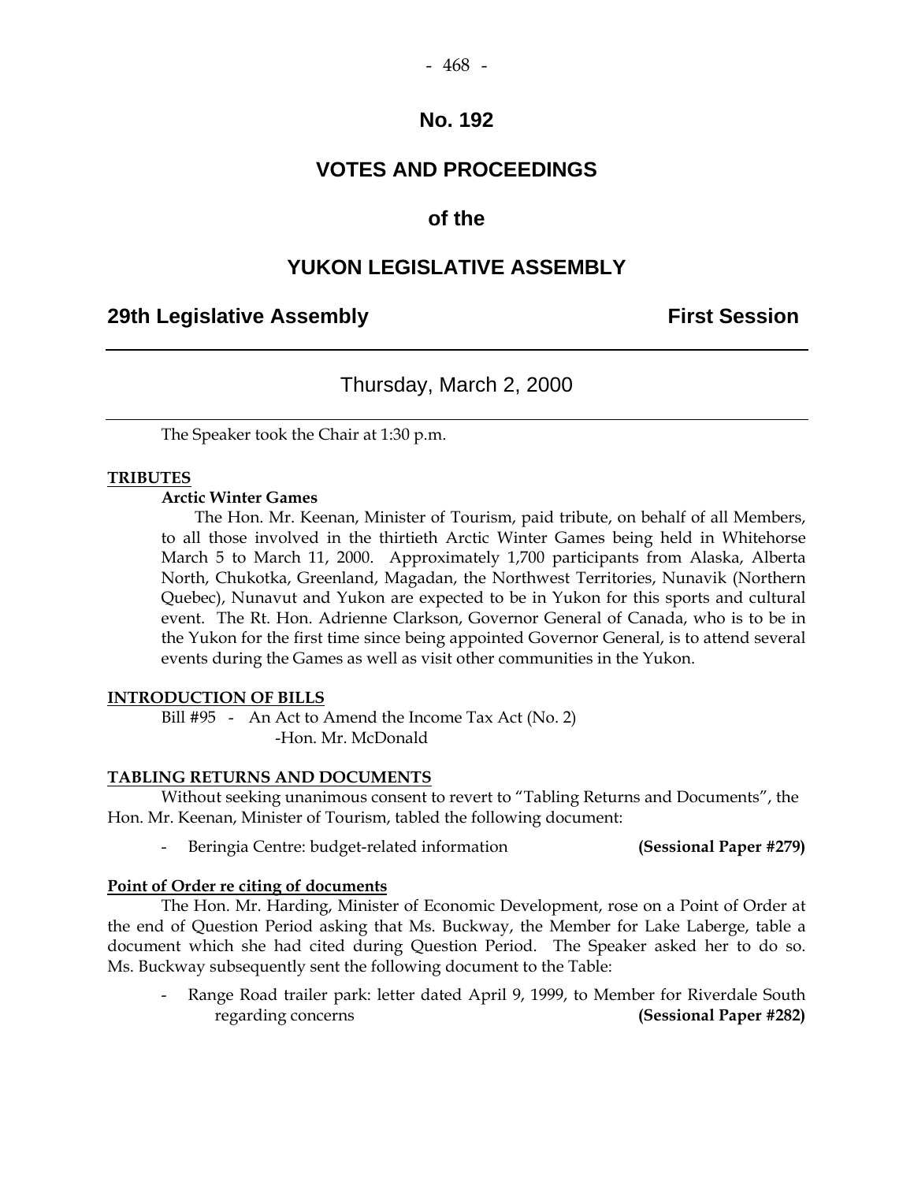# No. 192

# VOTES AND PROCEEDINGS

## of the

# YUKON LEGISLATIVE ASSEMBLY

**29th Legislative Assembly** **First Session**

---

Thursday, March 2, 2000

---

The Speaker took the Chair at 1:30 p.m.

**TRIBUTES**

**Arctic Winter Games**

The Hon. Mr. Keenan, Minister of Tourism, paid tribute, on behalf of all Members, to all those involved in the thirtieth Arctic Winter Games being held in Whitehorse March 5 to March 11, 2000. Approximately 1,700 participants from Alaska, Alberta North, Chukotka, Greenland, Magadan, the Northwest Territories, Nunavik (Northern Quebec), Nunavut and Yukon are expected to be in Yukon for this sports and cultural event. The Rt. Hon. Adrienne Clarkson, Governor General of Canada, who is to be in the Yukon for the first time since being appointed Governor General, is to attend several events during the Games as well as visit other communities in the Yukon.

**INTRODUCTION OF BILLS**

Bill #95 - An Act to Amend the Income Tax Act (No. 2)
-Hon. Mr. McDonald

**TABLING RETURNS AND DOCUMENTS**

Without seeking unanimous consent to revert to "Tabling Returns and Documents", the Hon. Mr. Keenan, Minister of Tourism, tabled the following document:

- Beringia Centre: budget-related information **(Sessional Paper #279)**

**Point of Order re citing of documents**

The Hon. Mr. Harding, Minister of Economic Development, rose on a Point of Order at the end of Question Period asking that Ms. Buckway, the Member for Lake Laberge, table a document which she had cited during Question Period. The Speaker asked her to do so. Ms. Buckway subsequently sent the following document to the Table:

- Range Road trailer park: letter dated April 9, 1999, to Member for Riverdale South regarding concerns **(Sessional Paper #282)**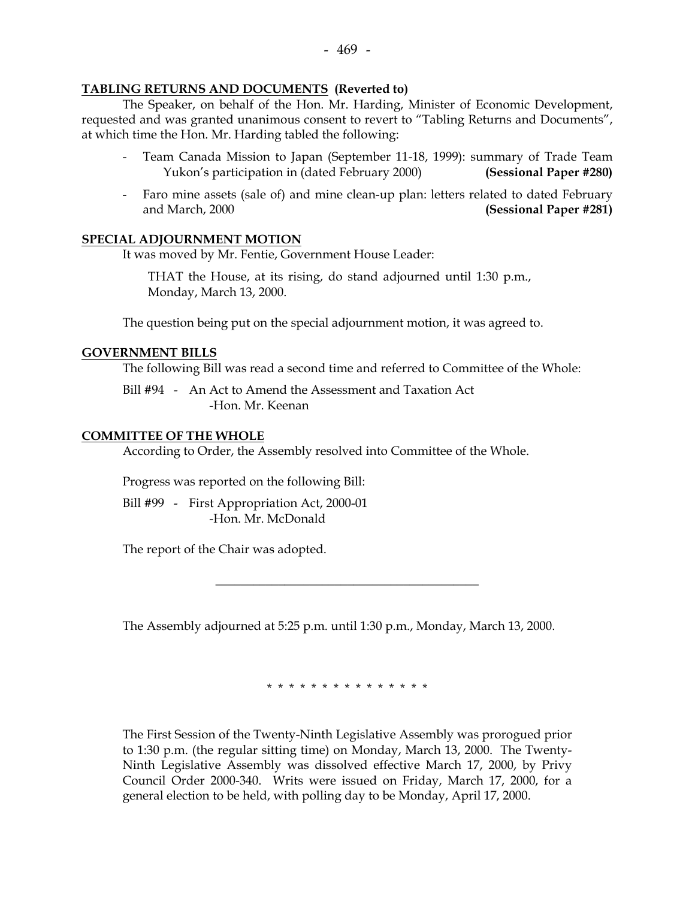**TABLING RETURNS AND DOCUMENTS (Reverted to)**

The Speaker, on behalf of the Hon. Mr. Harding, Minister of Economic Development, requested and was granted unanimous consent to revert to "Tabling Returns and Documents", at which time the Hon. Mr. Harding tabled the following:

- Team Canada Mission to Japan (September 11-18, 1999): summary of Trade Team Yukon's participation in (dated February 2000) **(Sessional Paper #280)**
- Faro mine assets (sale of) and mine clean-up plan: letters related to dated February and March, 2000 **(Sessional Paper #281)**

**SPECIAL ADJOURNMENT MOTION**

It was moved by Mr. Fentie, Government House Leader:

THAT the House, at its rising, do stand adjourned until 1:30 p.m., Monday, March 13, 2000.

The question being put on the special adjournment motion, it was agreed to.

**GOVERNMENT BILLS**

The following Bill was read a second time and referred to Committee of the Whole:

Bill #94 - An Act to Amend the Assessment and Taxation Act
-Hon. Mr. Keenan

**COMMITTEE OF THE WHOLE**

According to Order, the Assembly resolved into Committee of the Whole.

Progress was reported on the following Bill:

Bill #99 - First Appropriation Act, 2000-01
-Hon. Mr. McDonald

The report of the Chair was adopted.

---

The Assembly adjourned at 5:25 p.m. until 1:30 p.m., Monday, March 13, 2000.

* * * * * * * * * * * * * * *

The First Session of the Twenty-Ninth Legislative Assembly was prorogued prior to 1:30 p.m. (the regular sitting time) on Monday, March 13, 2000. The Twenty-Ninth Legislative Assembly was dissolved effective March 17, 2000, by Privy Council Order 2000-340. Writs were issued on Friday, March 17, 2000, for a general election to be held, with polling day to be Monday, April 17, 2000.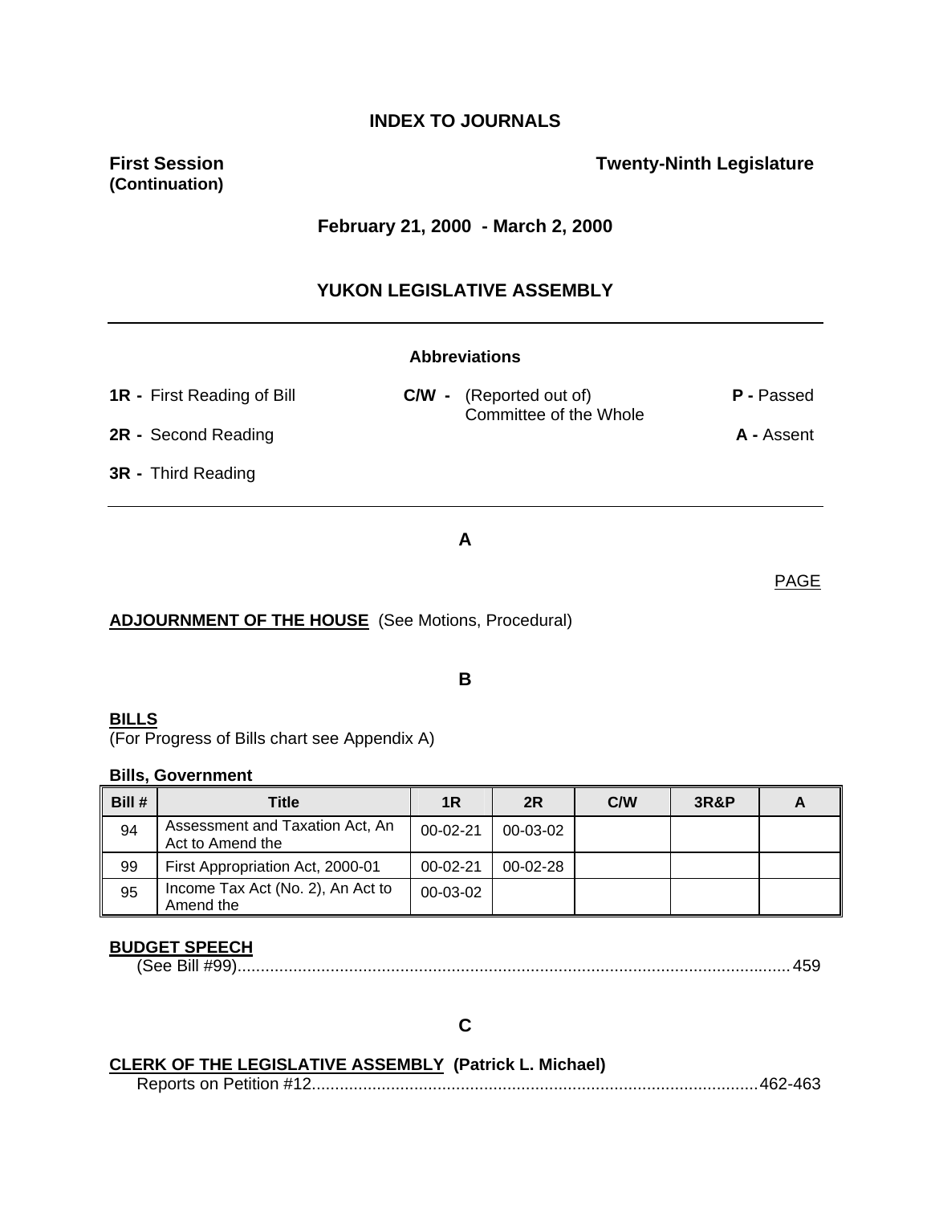# INDEX TO JOURNALS

**First Session (Continuation)** **Twenty-Ninth Legislature**

**February 21, 2000 - March 2, 2000**

## YUKON LEGISLATIVE ASSEMBLY

---

**Abbreviations**

**1R -** First Reading of Bill
**C/W -** (Reported out of) Committee of the Whole
**P -** Passed
**2R -** Second Reading
**A -** Assent
**3R -** Third Reading

---

### A

PAGE

**ADJOURNMENT OF THE HOUSE** (See Motions, Procedural)

### B

**BILLS**
(For Progress of Bills chart see Appendix A)

**Bills, Government**

| Bill # | Title | 1R | 2R | C/W | 3R&P | A |
|---|---|---|---|---|---|---|
| 94 | Assessment and Taxation Act, An Act to Amend the | 00-02-21 | 00-03-02 | | | |
| 99 | First Appropriation Act, 2000-01 | 00-02-21 | 00-02-28 | | | |
| 95 | Income Tax Act (No. 2), An Act to Amend the | 00-03-02 | | | | |

**BUDGET SPEECH**
(See Bill #99)....................................................................................................................... 459

### C

**CLERK OF THE LEGISLATIVE ASSEMBLY (Patrick L. Michael)**
Reports on Petition #12................................................................................................ 462-463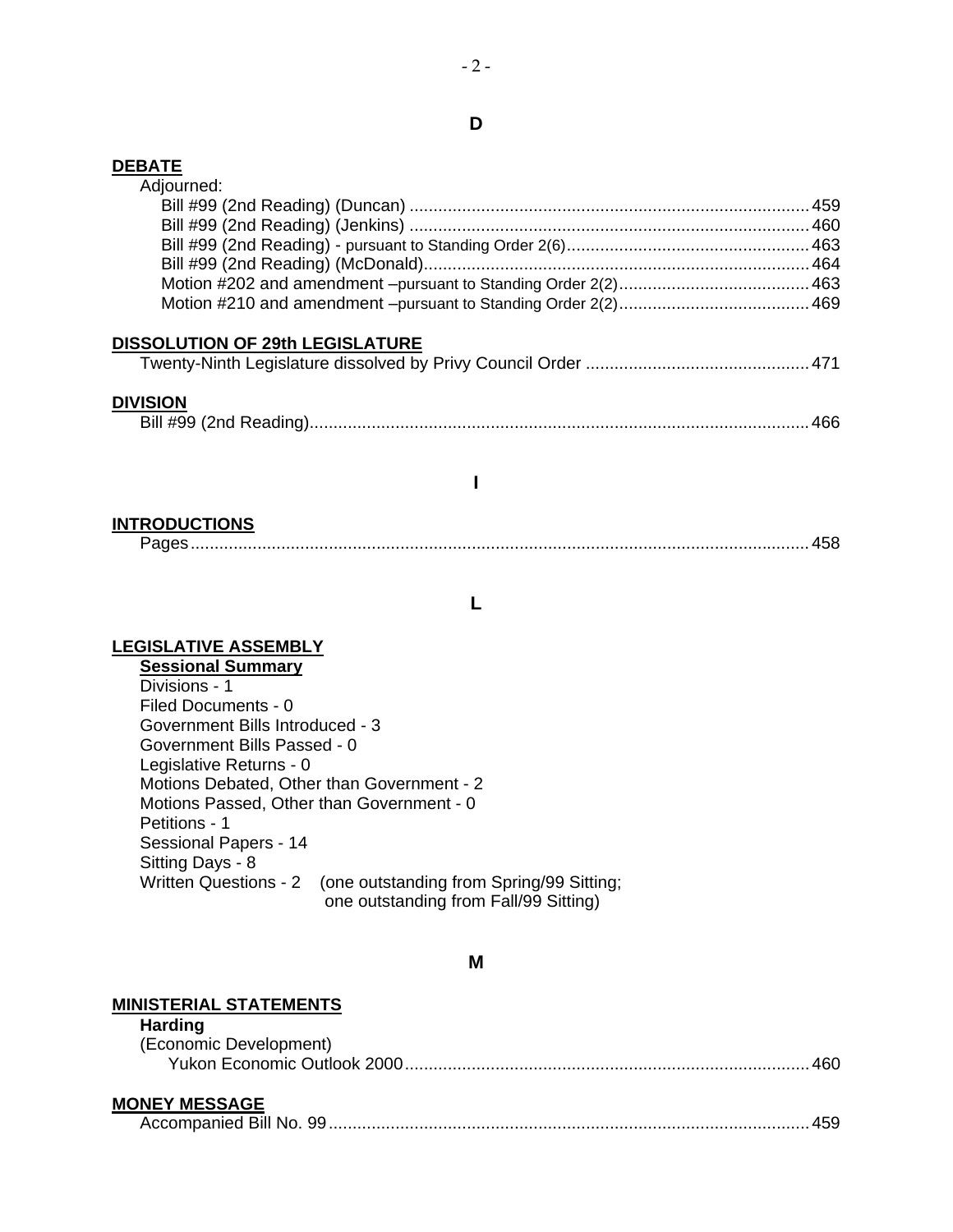## D

**DEBATE**

Adjourned:

- Bill #99 (2nd Reading) (Duncan) .......... 459
- Bill #99 (2nd Reading) (Jenkins) .......... 460
- Bill #99 (2nd Reading) - pursuant to Standing Order 2(6) .......... 463
- Bill #99 (2nd Reading) (McDonald) .......... 464
- Motion #202 and amendment –pursuant to Standing Order 2(2) .......... 463
- Motion #210 and amendment –pursuant to Standing Order 2(2) .......... 469

**DISSOLUTION OF 29th LEGISLATURE**

Twenty-Ninth Legislature dissolved by Privy Council Order .......... 471

**DIVISION**

Bill #99 (2nd Reading) .......... 466

## I

**INTRODUCTIONS**

Pages .......... 458

## L

**LEGISLATIVE ASSEMBLY**

**Sessional Summary**

- Divisions - 1
- Filed Documents - 0
- Government Bills Introduced - 3
- Government Bills Passed - 0
- Legislative Returns - 0
- Motions Debated, Other than Government - 2
- Motions Passed, Other than Government - 0
- Petitions - 1
- Sessional Papers - 14
- Sitting Days - 8
- Written Questions - 2 (one outstanding from Spring/99 Sitting; one outstanding from Fall/99 Sitting)

## M

**MINISTERIAL STATEMENTS**

**Harding**

(Economic Development)

Yukon Economic Outlook 2000 .......... 460

**MONEY MESSAGE**

Accompanied Bill No. 99 .......... 459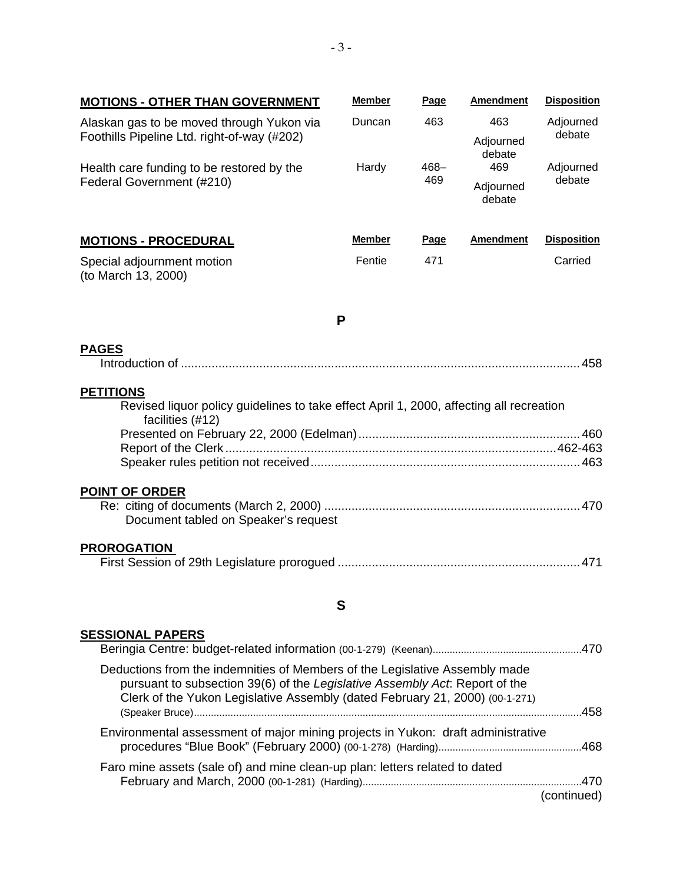| MOTIONS - OTHER THAN GOVERNMENT | Member | Page | Amendment | Disposition |
|---|---|---|---|---|
| Alaskan gas to be moved through Yukon via Foothills Pipeline Ltd. right-of-way (#202) | Duncan | 463 | 463 Adjourned debate | Adjourned debate |
| Health care funding to be restored by the Federal Government (#210) | Hardy | 468–469 | 469 Adjourned debate | Adjourned debate |

| MOTIONS - PROCEDURAL | Member | Page | Amendment | Disposition |
|---|---|---|---|---|
| Special adjournment motion (to March 13, 2000) | Fentie | 471 | | Carried |

## P

**PAGES**

Introduction of ........................................ 458

**PETITIONS**

Revised liquor policy guidelines to take effect April 1, 2000, affecting all recreation facilities (#12)

Presented on February 22, 2000 (Edelman) ........................................ 460

Report of the Clerk ........................................ 462-463

Speaker rules petition not received ........................................ 463

**POINT OF ORDER**

Re: citing of documents (March 2, 2000) ........................................ 470

Document tabled on Speaker's request

**PROROGATION**

First Session of 29th Legislature prorogued ........................................ 471

## S

**SESSIONAL PAPERS**

Beringia Centre: budget-related information (00-1-279) (Keenan) ........................................ 470

Deductions from the indemnities of Members of the Legislative Assembly made pursuant to subsection 39(6) of the *Legislative Assembly Act*: Report of the Clerk of the Yukon Legislative Assembly (dated February 21, 2000) (00-1-271) (Speaker Bruce) ........................................ 458

Environmental assessment of major mining projects in Yukon: draft administrative procedures "Blue Book" (February 2000) (00-1-278) (Harding) ........................................ 468

Faro mine assets (sale of) and mine clean-up plan: letters related to dated February and March, 2000 (00-1-281) (Harding) ........................................ 470

(continued)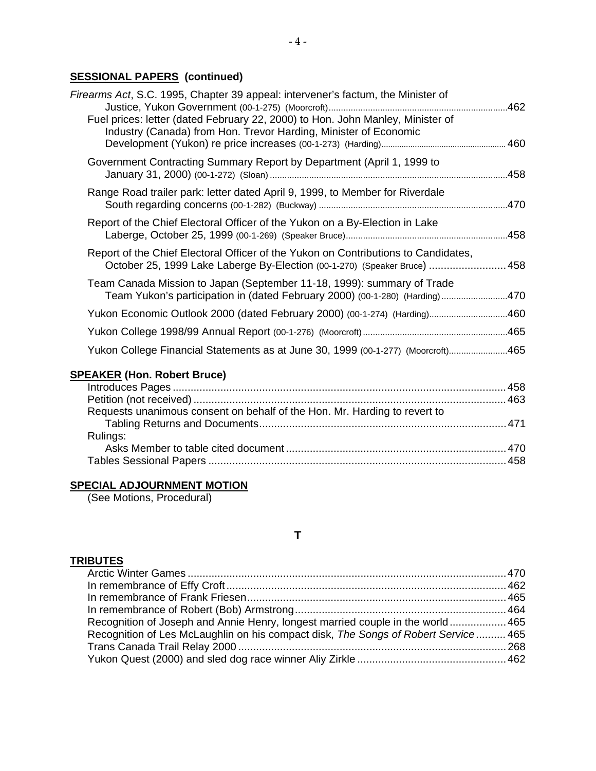## SESSIONAL PAPERS (continued)

*Firearms Act*, S.C. 1995, Chapter 39 appeal: intervener's factum, the Minister of Justice, Yukon Government (00-1-275) (Moorcroft) ........ 462

Fuel prices: letter (dated February 22, 2000) to Hon. John Manley, Minister of Industry (Canada) from Hon. Trevor Harding, Minister of Economic Development (Yukon) re price increases (00-1-273) (Harding) ........ 460

Government Contracting Summary Report by Department (April 1, 1999 to January 31, 2000) (00-1-272) (Sloan) ........ 458

Range Road trailer park: letter dated April 9, 1999, to Member for Riverdale South regarding concerns (00-1-282) (Buckway) ........ 470

Report of the Chief Electoral Officer of the Yukon on a By-Election in Lake Laberge, October 25, 1999 (00-1-269) (Speaker Bruce) ........ 458

Report of the Chief Electoral Officer of the Yukon on Contributions to Candidates, October 25, 1999 Lake Laberge By-Election (00-1-270) (Speaker Bruce) ........ 458

Team Canada Mission to Japan (September 11-18, 1999): summary of Trade Team Yukon's participation in (dated February 2000) (00-1-280) (Harding) ........ 470

Yukon Economic Outlook 2000 (dated February 2000) (00-1-274) (Harding) ........ 460

Yukon College 1998/99 Annual Report (00-1-276) (Moorcroft) ........ 465

Yukon College Financial Statements as at June 30, 1999 (00-1-277) (Moorcroft) ........ 465

## SPEAKER (Hon. Robert Bruce)

Introduces Pages ........ 458
Petition (not received) ........ 463
Requests unanimous consent on behalf of the Hon. Mr. Harding to revert to Tabling Returns and Documents ........ 471
Rulings:
  Asks Member to table cited document ........ 470
Tables Sessional Papers ........ 458

## SPECIAL ADJOURNMENT MOTION

(See Motions, Procedural)

# T

## TRIBUTES

Arctic Winter Games ........ 470
In remembrance of Effy Croft ........ 462
In remembrance of Frank Friesen ........ 465
In remembrance of Robert (Bob) Armstrong ........ 464
Recognition of Joseph and Annie Henry, longest married couple in the world ........ 465
Recognition of Les McLaughlin on his compact disk, *The Songs of Robert Service* ........ 465
Trans Canada Trail Relay 2000 ........ 268
Yukon Quest (2000) and sled dog race winner Aliy Zirkle ........ 462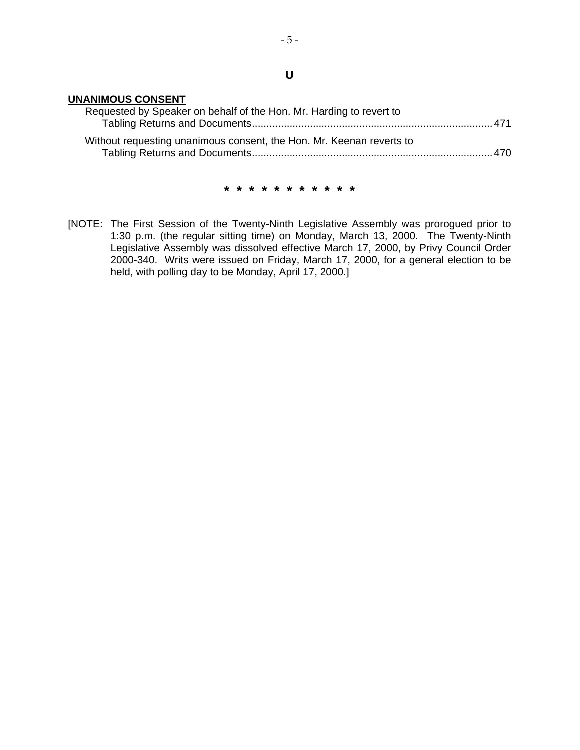# U

**UNANIMOUS CONSENT**

Requested by Speaker on behalf of the Hon. Mr. Harding to revert to Tabling Returns and Documents.................................................................................. 471

Without requesting unanimous consent, the Hon. Mr. Keenan reverts to Tabling Returns and Documents.................................................................................. 470

* * * * * * * * * * *

[NOTE: The First Session of the Twenty-Ninth Legislative Assembly was prorogued prior to 1:30 p.m. (the regular sitting time) on Monday, March 13, 2000. The Twenty-Ninth Legislative Assembly was dissolved effective March 17, 2000, by Privy Council Order 2000-340. Writs were issued on Friday, March 17, 2000, for a general election to be held, with polling day to be Monday, April 17, 2000.]